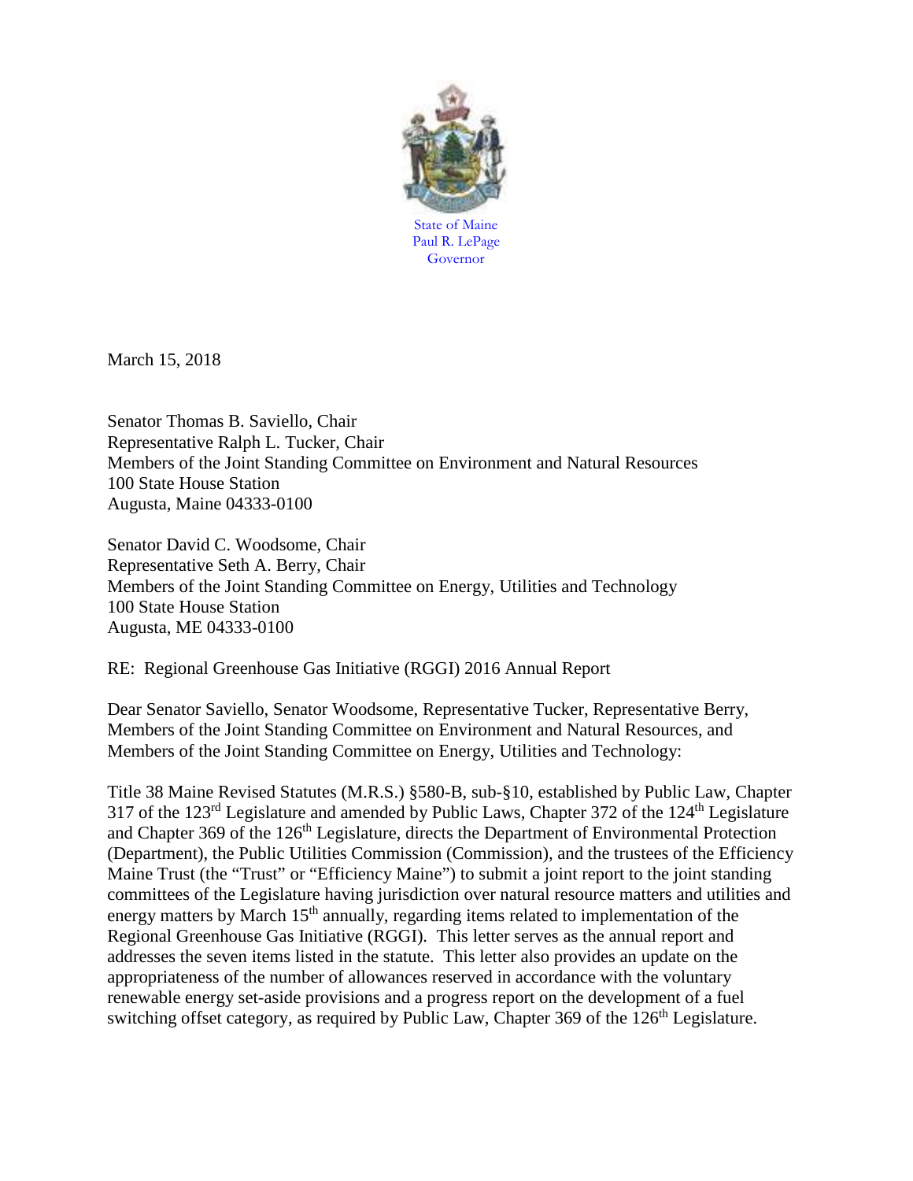State of Maine
Paul R. LePage
Governor

March 15, 2018

Senator Thomas B. Saviello, Chair
Representative Ralph L. Tucker, Chair
Members of the Joint Standing Committee on Environment and Natural Resources
100 State House Station
Augusta, Maine 04333-0100

Senator David C. Woodsome, Chair
Representative Seth A. Berry, Chair
Members of the Joint Standing Committee on Energy, Utilities and Technology
100 State House Station
Augusta, ME 04333-0100

RE: Regional Greenhouse Gas Initiative (RGGI) 2016 Annual Report

Dear Senator Saviello, Senator Woodsome, Representative Tucker, Representative Berry, Members of the Joint Standing Committee on Environment and Natural Resources, and Members of the Joint Standing Committee on Energy, Utilities and Technology:

Title 38 Maine Revised Statutes (M.R.S.) §580-B, sub-§10, established by Public Law, Chapter 317 of the 123rd Legislature and amended by Public Laws, Chapter 372 of the 124th Legislature and Chapter 369 of the 126th Legislature, directs the Department of Environmental Protection (Department), the Public Utilities Commission (Commission), and the trustees of the Efficiency Maine Trust (the "Trust" or "Efficiency Maine") to submit a joint report to the joint standing committees of the Legislature having jurisdiction over natural resource matters and utilities and energy matters by March 15th annually, regarding items related to implementation of the Regional Greenhouse Gas Initiative (RGGI). This letter serves as the annual report and addresses the seven items listed in the statute. This letter also provides an update on the appropriateness of the number of allowances reserved in accordance with the voluntary renewable energy set-aside provisions and a progress report on the development of a fuel switching offset category, as required by Public Law, Chapter 369 of the 126th Legislature.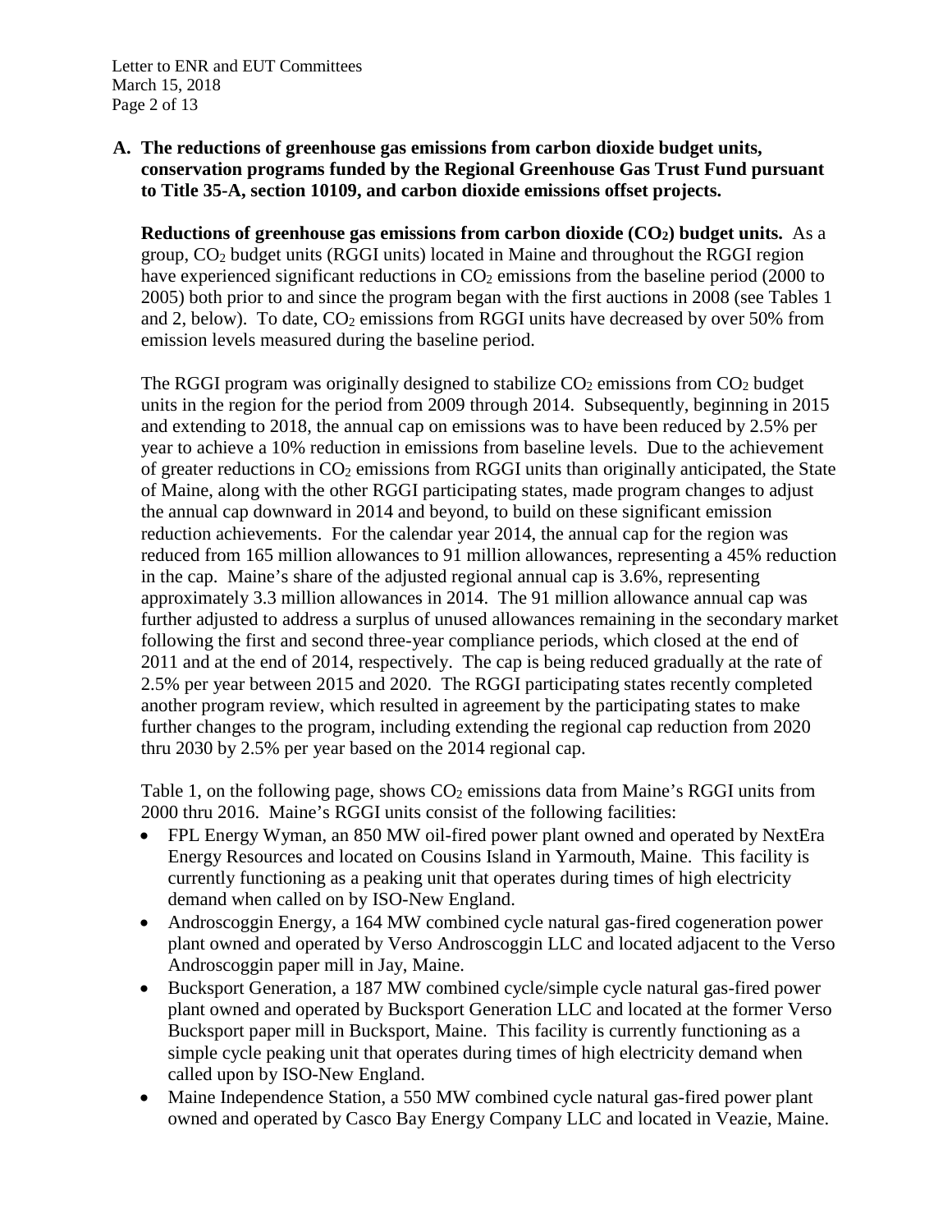**A. The reductions of greenhouse gas emissions from carbon dioxide budget units, conservation programs funded by the Regional Greenhouse Gas Trust Fund pursuant to Title 35-A, section 10109, and carbon dioxide emissions offset projects.**

**Reductions of greenhouse gas emissions from carbon dioxide ($CO_2$) budget units.** As a group, $CO_2$ budget units (RGGI units) located in Maine and throughout the RGGI region have experienced significant reductions in $CO_2$ emissions from the baseline period (2000 to 2005) both prior to and since the program began with the first auctions in 2008 (see Tables 1 and 2, below). To date, $CO_2$ emissions from RGGI units have decreased by over 50% from emission levels measured during the baseline period.

The RGGI program was originally designed to stabilize $CO_2$ emissions from $CO_2$ budget units in the region for the period from 2009 through 2014. Subsequently, beginning in 2015 and extending to 2018, the annual cap on emissions was to have been reduced by 2.5% per year to achieve a 10% reduction in emissions from baseline levels. Due to the achievement of greater reductions in $CO_2$ emissions from RGGI units than originally anticipated, the State of Maine, along with the other RGGI participating states, made program changes to adjust the annual cap downward in 2014 and beyond, to build on these significant emission reduction achievements. For the calendar year 2014, the annual cap for the region was reduced from 165 million allowances to 91 million allowances, representing a 45% reduction in the cap. Maine's share of the adjusted regional annual cap is 3.6%, representing approximately 3.3 million allowances in 2014. The 91 million allowance annual cap was further adjusted to address a surplus of unused allowances remaining in the secondary market following the first and second three-year compliance periods, which closed at the end of 2011 and at the end of 2014, respectively. The cap is being reduced gradually at the rate of 2.5% per year between 2015 and 2020. The RGGI participating states recently completed another program review, which resulted in agreement by the participating states to make further changes to the program, including extending the regional cap reduction from 2020 thru 2030 by 2.5% per year based on the 2014 regional cap.

Table 1, on the following page, shows $CO_2$ emissions data from Maine's RGGI units from 2000 thru 2016. Maine's RGGI units consist of the following facilities:

- FPL Energy Wyman, an 850 MW oil-fired power plant owned and operated by NextEra Energy Resources and located on Cousins Island in Yarmouth, Maine. This facility is currently functioning as a peaking unit that operates during times of high electricity demand when called on by ISO-New England.
- Androscoggin Energy, a 164 MW combined cycle natural gas-fired cogeneration power plant owned and operated by Verso Androscoggin LLC and located adjacent to the Verso Androscoggin paper mill in Jay, Maine.
- Bucksport Generation, a 187 MW combined cycle/simple cycle natural gas-fired power plant owned and operated by Bucksport Generation LLC and located at the former Verso Bucksport paper mill in Bucksport, Maine. This facility is currently functioning as a simple cycle peaking unit that operates during times of high electricity demand when called upon by ISO-New England.
- Maine Independence Station, a 550 MW combined cycle natural gas-fired power plant owned and operated by Casco Bay Energy Company LLC and located in Veazie, Maine.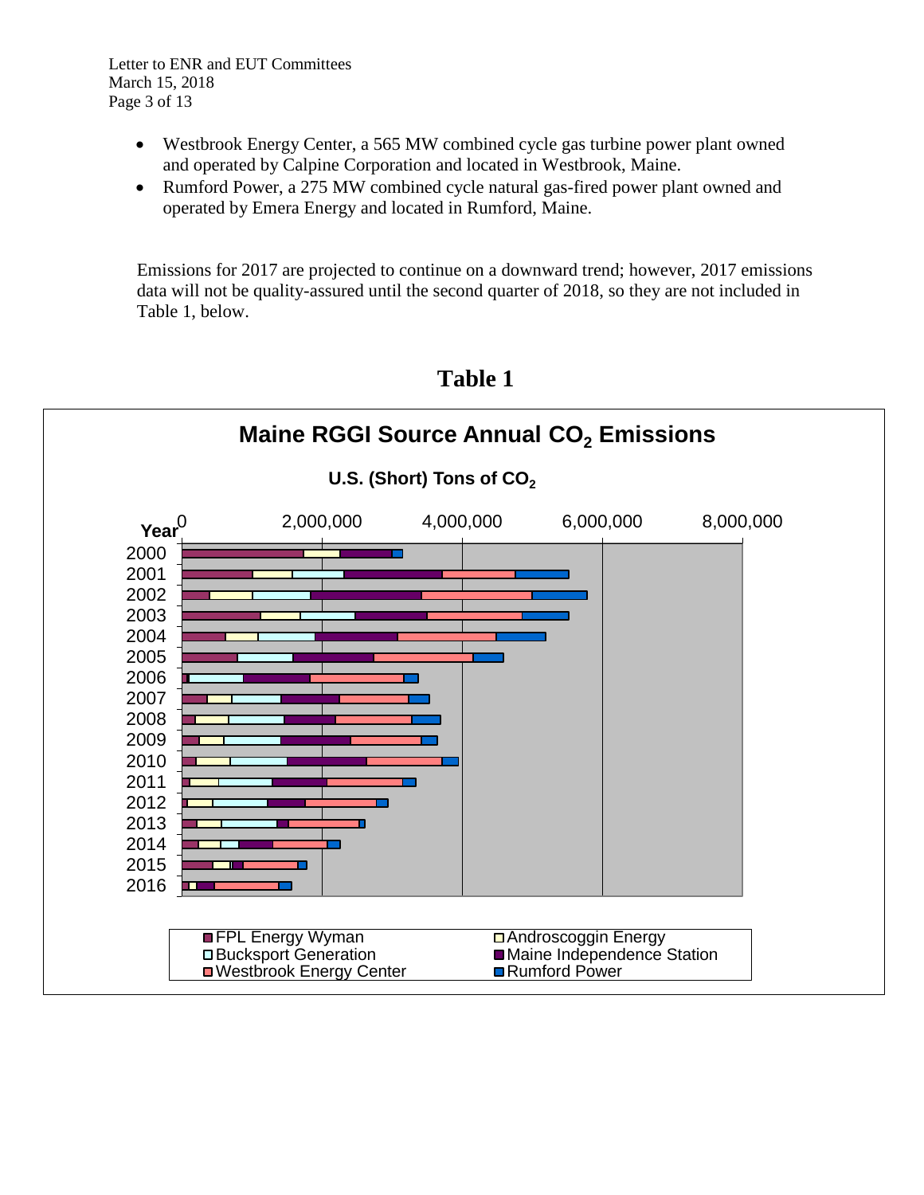- Westbrook Energy Center, a 565 MW combined cycle gas turbine power plant owned and operated by Calpine Corporation and located in Westbrook, Maine.
- Rumford Power, a 275 MW combined cycle natural gas-fired power plant owned and operated by Emera Energy and located in Rumford, Maine.

Emissions for 2017 are projected to continue on a downward trend; however, 2017 emissions data will not be quality-assured until the second quarter of 2018, so they are not included in Table 1, below.

## Table 1

**Maine RGGI Source Annual $CO_2$ Emissions**

**U.S. (Short) Tons of $CO_2$**

Year: 2000–2016; horizontal axis: 0, 2,000,000, 4,000,000, 6,000,000, 8,000,000

Legend: FPL Energy Wyman; Androscoggin Energy; Bucksport Generation; Maine Independence Station; Westbrook Energy Center; Rumford Power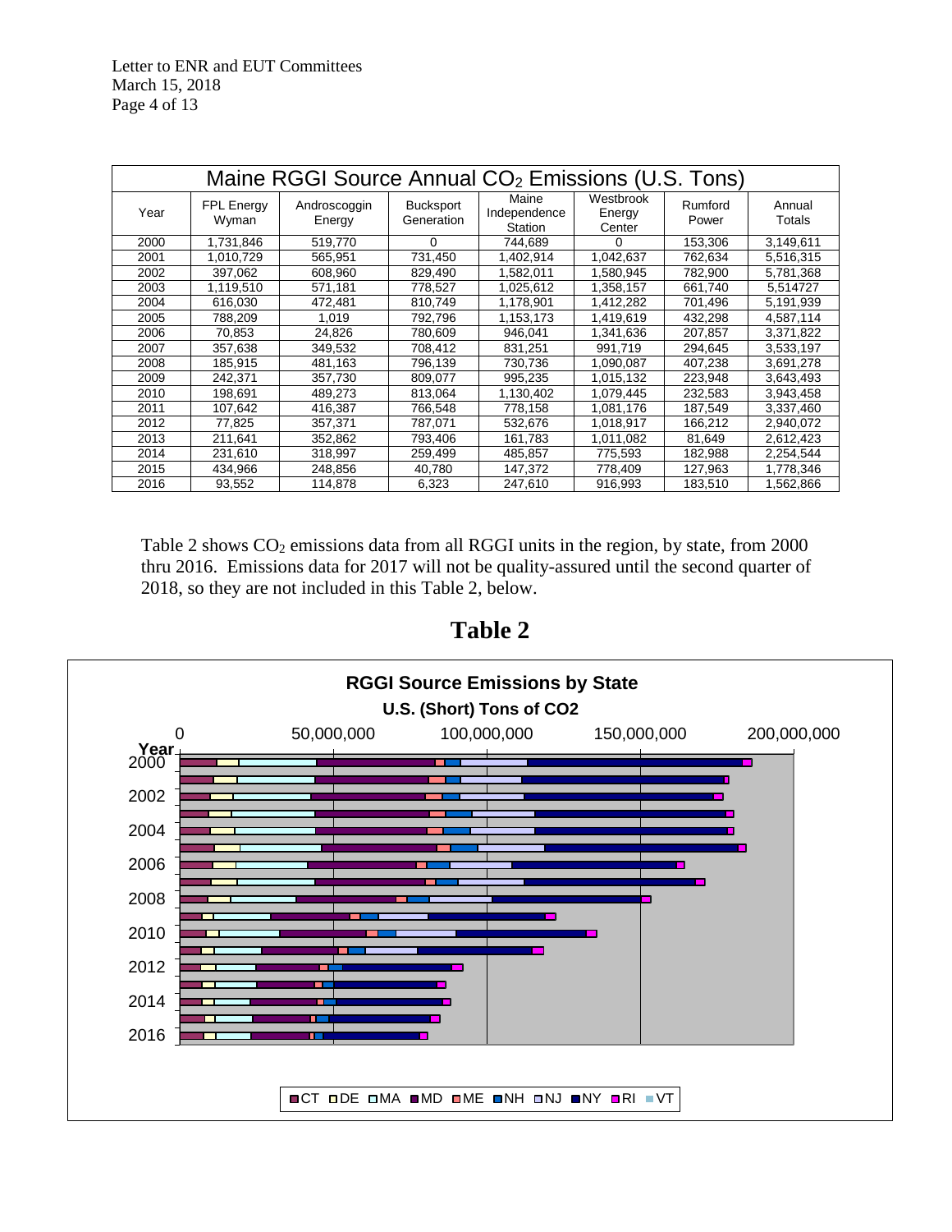| Maine RGGI Source Annual $CO_2$ Emissions (U.S. Tons) | | | | | | | |
|---|---|---|---|---|---|---|---|
| Year | FPL Energy Wyman | Androscoggin Energy | Bucksport Generation | Maine Independence Station | Westbrook Energy Center | Rumford Power | Annual Totals |
| 2000 | 1,731,846 | 519,770 | 0 | 744,689 | 0 | 153,306 | 3,149,611 |
| 2001 | 1,010,729 | 565,951 | 731,450 | 1,402,914 | 1,042,637 | 762,634 | 5,516,315 |
| 2002 | 397,062 | 608,960 | 829,490 | 1,582,011 | 1,580,945 | 782,900 | 5,781,368 |
| 2003 | 1,119,510 | 571,181 | 778,527 | 1,025,612 | 1,358,157 | 661,740 | 5,514727 |
| 2004 | 616,030 | 472,481 | 810,749 | 1,178,901 | 1,412,282 | 701,496 | 5,191,939 |
| 2005 | 788,209 | 1,019 | 792,796 | 1,153,173 | 1,419,619 | 432,298 | 4,587,114 |
| 2006 | 70,853 | 24,826 | 780,609 | 946,041 | 1,341,636 | 207,857 | 3,371,822 |
| 2007 | 357,638 | 349,532 | 708,412 | 831,251 | 991,719 | 294,645 | 3,533,197 |
| 2008 | 185,915 | 481,163 | 796,139 | 730,736 | 1,090,087 | 407,238 | 3,691,278 |
| 2009 | 242,371 | 357,730 | 809,077 | 995,235 | 1,015,132 | 223,948 | 3,643,493 |
| 2010 | 198,691 | 489,273 | 813,064 | 1,130,402 | 1,079,445 | 232,583 | 3,943,458 |
| 2011 | 107,642 | 416,387 | 766,548 | 778,158 | 1,081,176 | 187,549 | 3,337,460 |
| 2012 | 77,825 | 357,371 | 787,071 | 532,676 | 1,018,917 | 166,212 | 2,940,072 |
| 2013 | 211,641 | 352,862 | 793,406 | 161,783 | 1,011,082 | 81,649 | 2,612,423 |
| 2014 | 231,610 | 318,997 | 259,499 | 485,857 | 775,593 | 182,988 | 2,254,544 |
| 2015 | 434,966 | 248,856 | 40,780 | 147,372 | 778,409 | 127,963 | 1,778,346 |
| 2016 | 93,552 | 114,878 | 6,323 | 247,610 | 916,993 | 183,510 | 1,562,866 |

Table 2 shows $CO_2$ emissions data from all RGGI units in the region, by state, from 2000 thru 2016. Emissions data for 2017 will not be quality-assured until the second quarter of 2018, so they are not included in this Table 2, below.

## Table 2

**RGGI Source Emissions by State**

**U.S. (Short) Tons of CO2**

Year: 2000–2016; Axis: 0, 50,000,000, 100,000,000, 150,000,000, 200,000,000

Legend: CT, DE, MA, MD, ME, NH, NJ, NY, RI, VT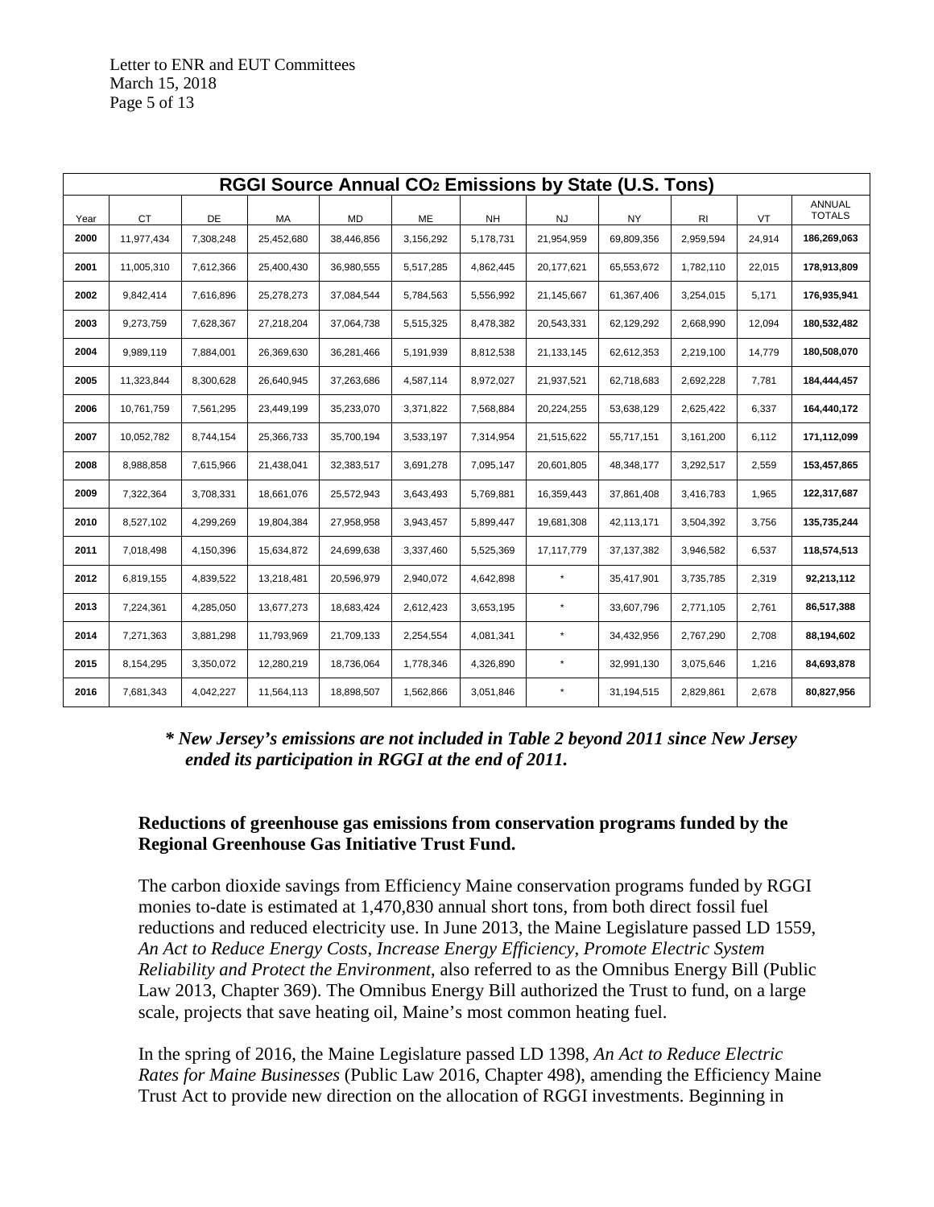| RGGI Source Annual $CO_2$ Emissions by State (U.S. Tons) | | | | | | | | | | | |
|---|---|---|---|---|---|---|---|---|---|---|---|
| Year | CT | DE | MA | MD | ME | NH | NJ | NY | RI | VT | ANNUAL TOTALS |
| **2000** | 11,977,434 | 7,308,248 | 25,452,680 | 38,446,856 | 3,156,292 | 5,178,731 | 21,954,959 | 69,809,356 | 2,959,594 | 24,914 | **186,269,063** |
| **2001** | 11,005,310 | 7,612,366 | 25,400,430 | 36,980,555 | 5,517,285 | 4,862,445 | 20,177,621 | 65,553,672 | 1,782,110 | 22,015 | **178,913,809** |
| **2002** | 9,842,414 | 7,616,896 | 25,278,273 | 37,084,544 | 5,784,563 | 5,556,992 | 21,145,667 | 61,367,406 | 3,254,015 | 5,171 | **176,935,941** |
| **2003** | 9,273,759 | 7,628,367 | 27,218,204 | 37,064,738 | 5,515,325 | 8,478,382 | 20,543,331 | 62,129,292 | 2,668,990 | 12,094 | **180,532,482** |
| **2004** | 9,989,119 | 7,884,001 | 26,369,630 | 36,281,466 | 5,191,939 | 8,812,538 | 21,133,145 | 62,612,353 | 2,219,100 | 14,779 | **180,508,070** |
| **2005** | 11,323,844 | 8,300,628 | 26,640,945 | 37,263,686 | 4,587,114 | 8,972,027 | 21,937,521 | 62,718,683 | 2,692,228 | 7,781 | **184,444,457** |
| **2006** | 10,761,759 | 7,561,295 | 23,449,199 | 35,233,070 | 3,371,822 | 7,568,884 | 20,224,255 | 53,638,129 | 2,625,422 | 6,337 | **164,440,172** |
| **2007** | 10,052,782 | 8,744,154 | 25,366,733 | 35,700,194 | 3,533,197 | 7,314,954 | 21,515,622 | 55,717,151 | 3,161,200 | 6,112 | **171,112,099** |
| **2008** | 8,988,858 | 7,615,966 | 21,438,041 | 32,383,517 | 3,691,278 | 7,095,147 | 20,601,805 | 48,348,177 | 3,292,517 | 2,559 | **153,457,865** |
| **2009** | 7,322,364 | 3,708,331 | 18,661,076 | 25,572,943 | 3,643,493 | 5,769,881 | 16,359,443 | 37,861,408 | 3,416,783 | 1,965 | **122,317,687** |
| **2010** | 8,527,102 | 4,299,269 | 19,804,384 | 27,958,958 | 3,943,457 | 5,899,447 | 19,681,308 | 42,113,171 | 3,504,392 | 3,756 | **135,735,244** |
| **2011** | 7,018,498 | 4,150,396 | 15,634,872 | 24,699,638 | 3,337,460 | 5,525,369 | 17,117,779 | 37,137,382 | 3,946,582 | 6,537 | **118,574,513** |
| **2012** | 6,819,155 | 4,839,522 | 13,218,481 | 20,596,979 | 2,940,072 | 4,642,898 | * | 35,417,901 | 3,735,785 | 2,319 | **92,213,112** |
| **2013** | 7,224,361 | 4,285,050 | 13,677,273 | 18,683,424 | 2,612,423 | 3,653,195 | * | 33,607,796 | 2,771,105 | 2,761 | **86,517,388** |
| **2014** | 7,271,363 | 3,881,298 | 11,793,969 | 21,709,133 | 2,254,554 | 4,081,341 | * | 34,432,956 | 2,767,290 | 2,708 | **88,194,602** |
| **2015** | 8,154,295 | 3,350,072 | 12,280,219 | 18,736,064 | 1,778,346 | 4,326,890 | * | 32,991,130 | 3,075,646 | 1,216 | **84,693,878** |
| **2016** | 7,681,343 | 4,042,227 | 11,564,113 | 18,898,507 | 1,562,866 | 3,051,846 | * | 31,194,515 | 2,829,861 | 2,678 | **80,827,956** |

***\* New Jersey's emissions are not included in Table 2 beyond 2011 since New Jersey ended its participation in RGGI at the end of 2011.***

**Reductions of greenhouse gas emissions from conservation programs funded by the Regional Greenhouse Gas Initiative Trust Fund.**

The carbon dioxide savings from Efficiency Maine conservation programs funded by RGGI monies to-date is estimated at 1,470,830 annual short tons, from both direct fossil fuel reductions and reduced electricity use. In June 2013, the Maine Legislature passed LD 1559, *An Act to Reduce Energy Costs, Increase Energy Efficiency, Promote Electric System Reliability and Protect the Environment*, also referred to as the Omnibus Energy Bill (Public Law 2013, Chapter 369). The Omnibus Energy Bill authorized the Trust to fund, on a large scale, projects that save heating oil, Maine's most common heating fuel.

In the spring of 2016, the Maine Legislature passed LD 1398, *An Act to Reduce Electric Rates for Maine Businesses* (Public Law 2016, Chapter 498), amending the Efficiency Maine Trust Act to provide new direction on the allocation of RGGI investments. Beginning in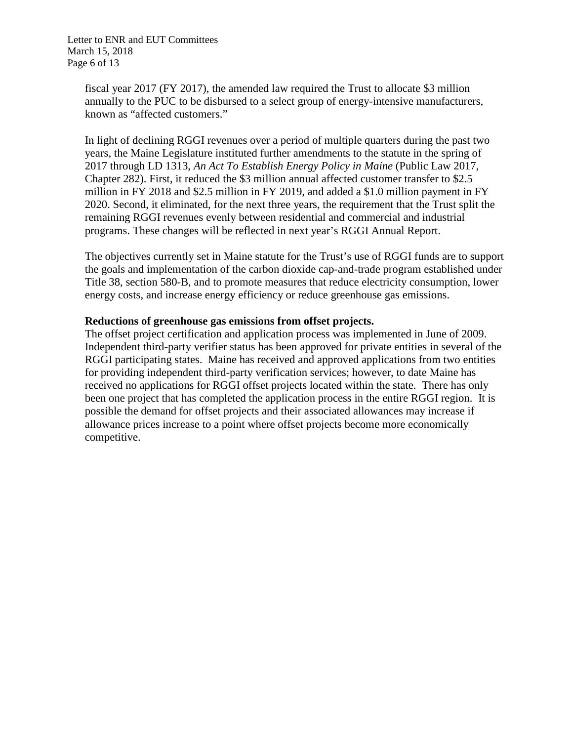fiscal year 2017 (FY 2017), the amended law required the Trust to allocate $3 million annually to the PUC to be disbursed to a select group of energy-intensive manufacturers, known as “affected customers.”

In light of declining RGGI revenues over a period of multiple quarters during the past two years, the Maine Legislature instituted further amendments to the statute in the spring of 2017 through LD 1313, *An Act To Establish Energy Policy in Maine* (Public Law 2017, Chapter 282). First, it reduced the $3 million annual affected customer transfer to $2.5 million in FY 2018 and $2.5 million in FY 2019, and added a $1.0 million payment in FY 2020. Second, it eliminated, for the next three years, the requirement that the Trust split the remaining RGGI revenues evenly between residential and commercial and industrial programs. These changes will be reflected in next year’s RGGI Annual Report.

The objectives currently set in Maine statute for the Trust’s use of RGGI funds are to support the goals and implementation of the carbon dioxide cap-and-trade program established under Title 38, section 580-B, and to promote measures that reduce electricity consumption, lower energy costs, and increase energy efficiency or reduce greenhouse gas emissions.

**Reductions of greenhouse gas emissions from offset projects.**

The offset project certification and application process was implemented in June of 2009. Independent third-party verifier status has been approved for private entities in several of the RGGI participating states. Maine has received and approved applications from two entities for providing independent third-party verification services; however, to date Maine has received no applications for RGGI offset projects located within the state. There has only been one project that has completed the application process in the entire RGGI region. It is possible the demand for offset projects and their associated allowances may increase if allowance prices increase to a point where offset projects become more economically competitive.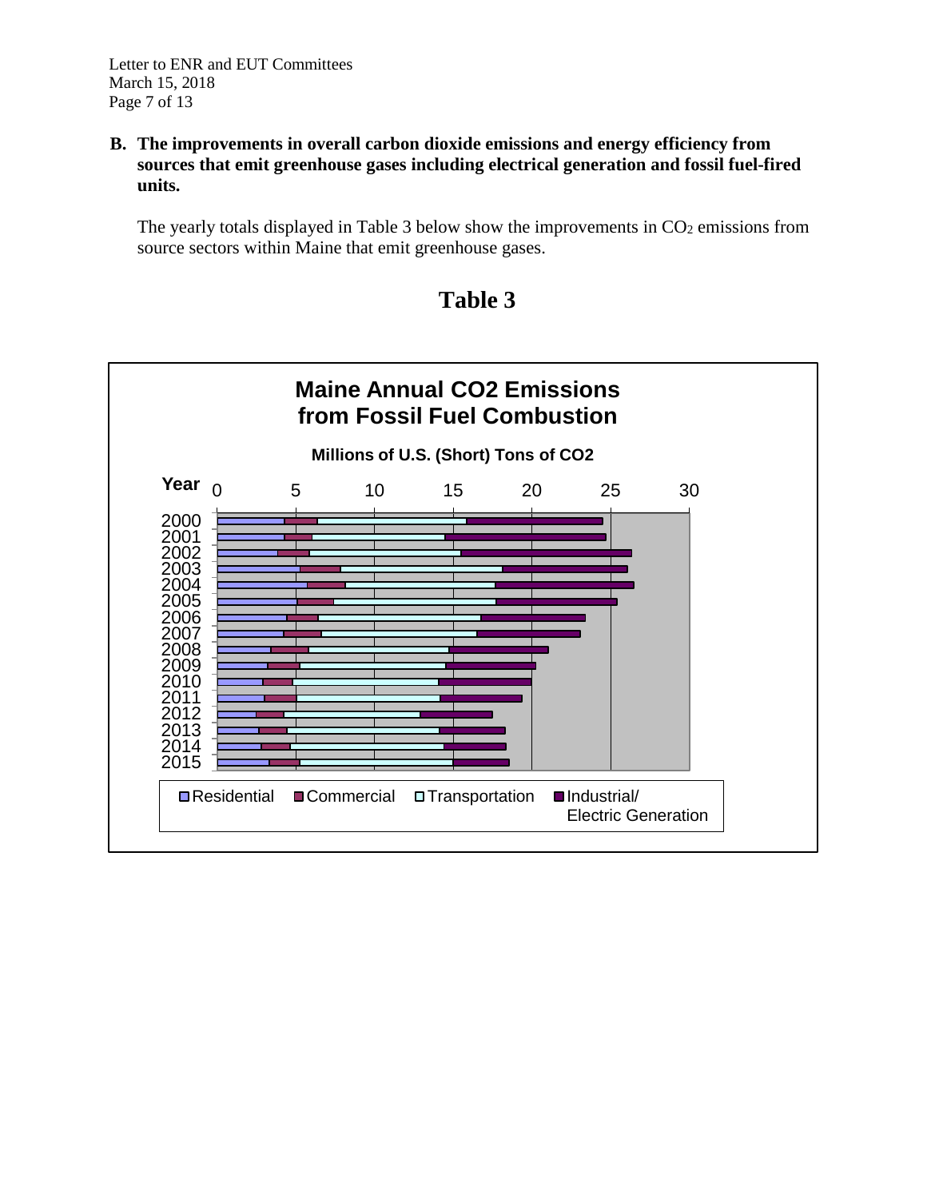**B. The improvements in overall carbon dioxide emissions and energy efficiency from sources that emit greenhouse gases including electrical generation and fossil fuel-fired units.**

The yearly totals displayed in Table 3 below show the improvements in $CO_2$ emissions from source sectors within Maine that emit greenhouse gases.

## Table 3

**Maine Annual CO2 Emissions from Fossil Fuel Combustion**

**Millions of U.S. (Short) Tons of CO2**

**Year**: 2000, 2001, 2002, 2003, 2004, 2005, 2006, 2007, 2008, 2009, 2010, 2011, 2012, 2013, 2014, 2015

Axis: 0, 5, 10, 15, 20, 25, 30

Legend: Residential, Commercial, Transportation, Industrial/ Electric Generation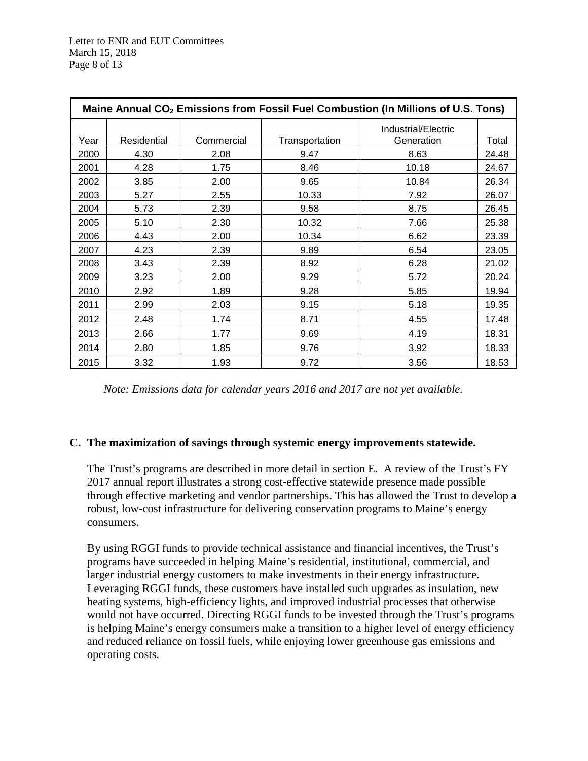| Maine Annual $CO_2$ Emissions from Fossil Fuel Combustion (In Millions of U.S. Tons) | | | | | |
|---|---|---|---|---|---|
| Year | Residential | Commercial | Transportation | Industrial/Electric Generation | Total |
| 2000 | 4.30 | 2.08 | 9.47 | 8.63 | 24.48 |
| 2001 | 4.28 | 1.75 | 8.46 | 10.18 | 24.67 |
| 2002 | 3.85 | 2.00 | 9.65 | 10.84 | 26.34 |
| 2003 | 5.27 | 2.55 | 10.33 | 7.92 | 26.07 |
| 2004 | 5.73 | 2.39 | 9.58 | 8.75 | 26.45 |
| 2005 | 5.10 | 2.30 | 10.32 | 7.66 | 25.38 |
| 2006 | 4.43 | 2.00 | 10.34 | 6.62 | 23.39 |
| 2007 | 4.23 | 2.39 | 9.89 | 6.54 | 23.05 |
| 2008 | 3.43 | 2.39 | 8.92 | 6.28 | 21.02 |
| 2009 | 3.23 | 2.00 | 9.29 | 5.72 | 20.24 |
| 2010 | 2.92 | 1.89 | 9.28 | 5.85 | 19.94 |
| 2011 | 2.99 | 2.03 | 9.15 | 5.18 | 19.35 |
| 2012 | 2.48 | 1.74 | 8.71 | 4.55 | 17.48 |
| 2013 | 2.66 | 1.77 | 9.69 | 4.19 | 18.31 |
| 2014 | 2.80 | 1.85 | 9.76 | 3.92 | 18.33 |
| 2015 | 3.32 | 1.93 | 9.72 | 3.56 | 18.53 |

*Note: Emissions data for calendar years 2016 and 2017 are not yet available.*

## C. The maximization of savings through systemic energy improvements statewide.

The Trust's programs are described in more detail in section E. A review of the Trust's FY 2017 annual report illustrates a strong cost-effective statewide presence made possible through effective marketing and vendor partnerships. This has allowed the Trust to develop a robust, low-cost infrastructure for delivering conservation programs to Maine's energy consumers.

By using RGGI funds to provide technical assistance and financial incentives, the Trust's programs have succeeded in helping Maine's residential, institutional, commercial, and larger industrial energy customers to make investments in their energy infrastructure. Leveraging RGGI funds, these customers have installed such upgrades as insulation, new heating systems, high-efficiency lights, and improved industrial processes that otherwise would not have occurred. Directing RGGI funds to be invested through the Trust's programs is helping Maine's energy consumers make a transition to a higher level of energy efficiency and reduced reliance on fossil fuels, while enjoying lower greenhouse gas emissions and operating costs.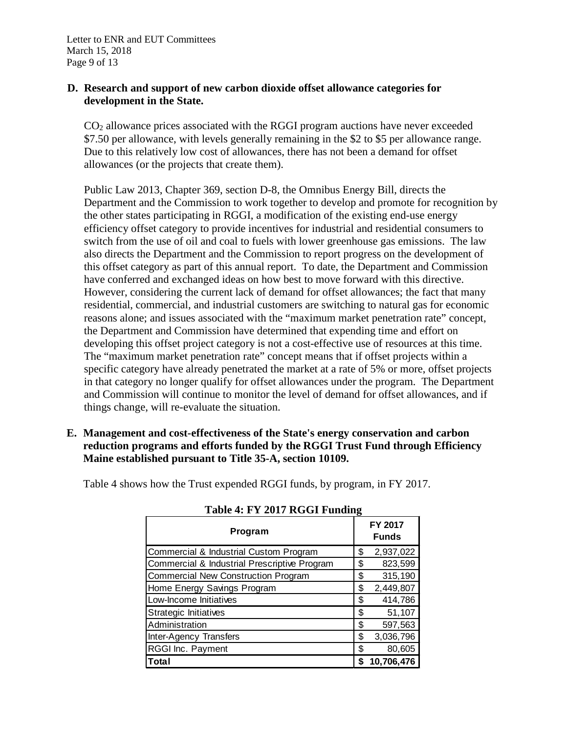### D. Research and support of new carbon dioxide offset allowance categories for development in the State.

$CO_2$ allowance prices associated with the RGGI program auctions have never exceeded \$7.50 per allowance, with levels generally remaining in the \$2 to \$5 per allowance range. Due to this relatively low cost of allowances, there has not been a demand for offset allowances (or the projects that create them).

Public Law 2013, Chapter 369, section D-8, the Omnibus Energy Bill, directs the Department and the Commission to work together to develop and promote for recognition by the other states participating in RGGI, a modification of the existing end-use energy efficiency offset category to provide incentives for industrial and residential consumers to switch from the use of oil and coal to fuels with lower greenhouse gas emissions. The law also directs the Department and the Commission to report progress on the development of this offset category as part of this annual report. To date, the Department and Commission have conferred and exchanged ideas on how best to move forward with this directive. However, considering the current lack of demand for offset allowances; the fact that many residential, commercial, and industrial customers are switching to natural gas for economic reasons alone; and issues associated with the "maximum market penetration rate" concept, the Department and Commission have determined that expending time and effort on developing this offset project category is not a cost-effective use of resources at this time. The "maximum market penetration rate" concept means that if offset projects within a specific category have already penetrated the market at a rate of 5% or more, offset projects in that category no longer qualify for offset allowances under the program. The Department and Commission will continue to monitor the level of demand for offset allowances, and if things change, will re-evaluate the situation.

### E. Management and cost-effectiveness of the State's energy conservation and carbon reduction programs and efforts funded by the RGGI Trust Fund through Efficiency Maine established pursuant to Title 35-A, section 10109.

Table 4 shows how the Trust expended RGGI funds, by program, in FY 2017.

**Table 4: FY 2017 RGGI Funding**

| Program | FY 2017 Funds |
|---|---|
| Commercial & Industrial Custom Program | $ 2,937,022 |
| Commercial & Industrial Prescriptive Program | $ 823,599 |
| Commercial New Construction Program | $ 315,190 |
| Home Energy Savings Program | $ 2,449,807 |
| Low-Income Initiatives | $ 414,786 |
| Strategic Initiatives | $ 51,107 |
| Administration | $ 597,563 |
| Inter-Agency Transfers | $ 3,036,796 |
| RGGI Inc. Payment | $ 80,605 |
| **Total** | **$ 10,706,476** |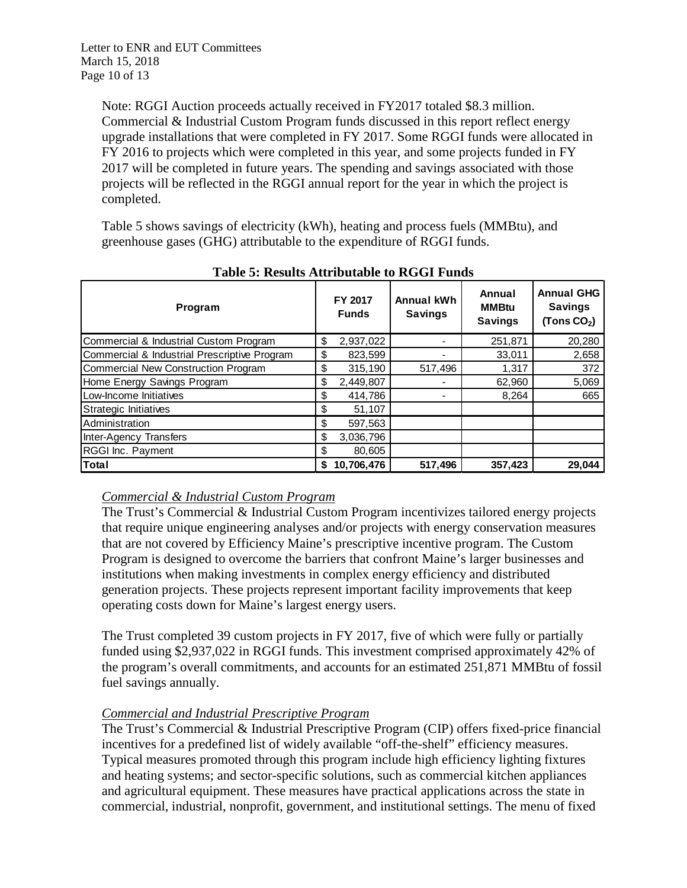Note: RGGI Auction proceeds actually received in FY2017 totaled \$8.3 million. Commercial & Industrial Custom Program funds discussed in this report reflect energy upgrade installations that were completed in FY 2017. Some RGGI funds were allocated in FY 2016 to projects which were completed in this year, and some projects funded in FY 2017 will be completed in future years. The spending and savings associated with those projects will be reflected in the RGGI annual report for the year in which the project is completed.

Table 5 shows savings of electricity (kWh), heating and process fuels (MMBtu), and greenhouse gases (GHG) attributable to the expenditure of RGGI funds.

**Table 5: Results Attributable to RGGI Funds**

| Program | FY 2017 Funds | Annual kWh Savings | Annual MMBtu Savings | Annual GHG Savings (Tons $CO_2$) |
|---|---|---|---|---|
| Commercial & Industrial Custom Program | \$ 2,937,022 | - | 251,871 | 20,280 |
| Commercial & Industrial Prescriptive Program | \$ 823,599 | - | 33,011 | 2,658 |
| Commercial New Construction Program | \$ 315,190 | 517,496 | 1,317 | 372 |
| Home Energy Savings Program | \$ 2,449,807 | - | 62,960 | 5,069 |
| Low-Income Initiatives | \$ 414,786 | - | 8,264 | 665 |
| Strategic Initiatives | \$ 51,107 | | | |
| Administration | \$ 597,563 | | | |
| Inter-Agency Transfers | \$ 3,036,796 | | | |
| RGGI Inc. Payment | \$ 80,605 | | | |
| **Total** | **\$ 10,706,476** | **517,496** | **357,423** | **29,044** |

*Commercial & Industrial Custom Program*

The Trust's Commercial & Industrial Custom Program incentivizes tailored energy projects that require unique engineering analyses and/or projects with energy conservation measures that are not covered by Efficiency Maine's prescriptive incentive program. The Custom Program is designed to overcome the barriers that confront Maine's larger businesses and institutions when making investments in complex energy efficiency and distributed generation projects. These projects represent important facility improvements that keep operating costs down for Maine's largest energy users.

The Trust completed 39 custom projects in FY 2017, five of which were fully or partially funded using \$2,937,022 in RGGI funds. This investment comprised approximately 42% of the program's overall commitments, and accounts for an estimated 251,871 MMBtu of fossil fuel savings annually.

*Commercial and Industrial Prescriptive Program*

The Trust's Commercial & Industrial Prescriptive Program (CIP) offers fixed-price financial incentives for a predefined list of widely available "off-the-shelf" efficiency measures. Typical measures promoted through this program include high efficiency lighting fixtures and heating systems; and sector-specific solutions, such as commercial kitchen appliances and agricultural equipment. These measures have practical applications across the state in commercial, industrial, nonprofit, government, and institutional settings. The menu of fixed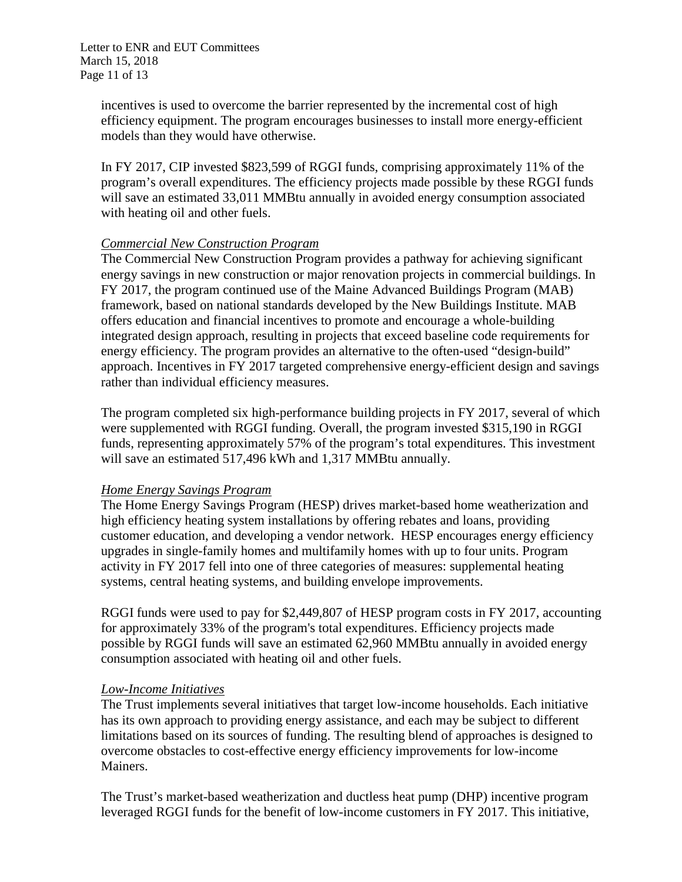incentives is used to overcome the barrier represented by the incremental cost of high efficiency equipment. The program encourages businesses to install more energy-efficient models than they would have otherwise.

In FY 2017, CIP invested $823,599 of RGGI funds, comprising approximately 11% of the program's overall expenditures. The efficiency projects made possible by these RGGI funds will save an estimated 33,011 MMBtu annually in avoided energy consumption associated with heating oil and other fuels.

*Commercial New Construction Program*

The Commercial New Construction Program provides a pathway for achieving significant energy savings in new construction or major renovation projects in commercial buildings. In FY 2017, the program continued use of the Maine Advanced Buildings Program (MAB) framework, based on national standards developed by the New Buildings Institute. MAB offers education and financial incentives to promote and encourage a whole-building integrated design approach, resulting in projects that exceed baseline code requirements for energy efficiency. The program provides an alternative to the often-used "design-build" approach. Incentives in FY 2017 targeted comprehensive energy-efficient design and savings rather than individual efficiency measures.

The program completed six high-performance building projects in FY 2017, several of which were supplemented with RGGI funding. Overall, the program invested $315,190 in RGGI funds, representing approximately 57% of the program's total expenditures. This investment will save an estimated 517,496 kWh and 1,317 MMBtu annually.

*Home Energy Savings Program*

The Home Energy Savings Program (HESP) drives market-based home weatherization and high efficiency heating system installations by offering rebates and loans, providing customer education, and developing a vendor network. HESP encourages energy efficiency upgrades in single-family homes and multifamily homes with up to four units. Program activity in FY 2017 fell into one of three categories of measures: supplemental heating systems, central heating systems, and building envelope improvements.

RGGI funds were used to pay for $2,449,807 of HESP program costs in FY 2017, accounting for approximately 33% of the program's total expenditures. Efficiency projects made possible by RGGI funds will save an estimated 62,960 MMBtu annually in avoided energy consumption associated with heating oil and other fuels.

*Low-Income Initiatives*

The Trust implements several initiatives that target low-income households. Each initiative has its own approach to providing energy assistance, and each may be subject to different limitations based on its sources of funding. The resulting blend of approaches is designed to overcome obstacles to cost-effective energy efficiency improvements for low-income Mainers.

The Trust's market-based weatherization and ductless heat pump (DHP) incentive program leveraged RGGI funds for the benefit of low-income customers in FY 2017. This initiative,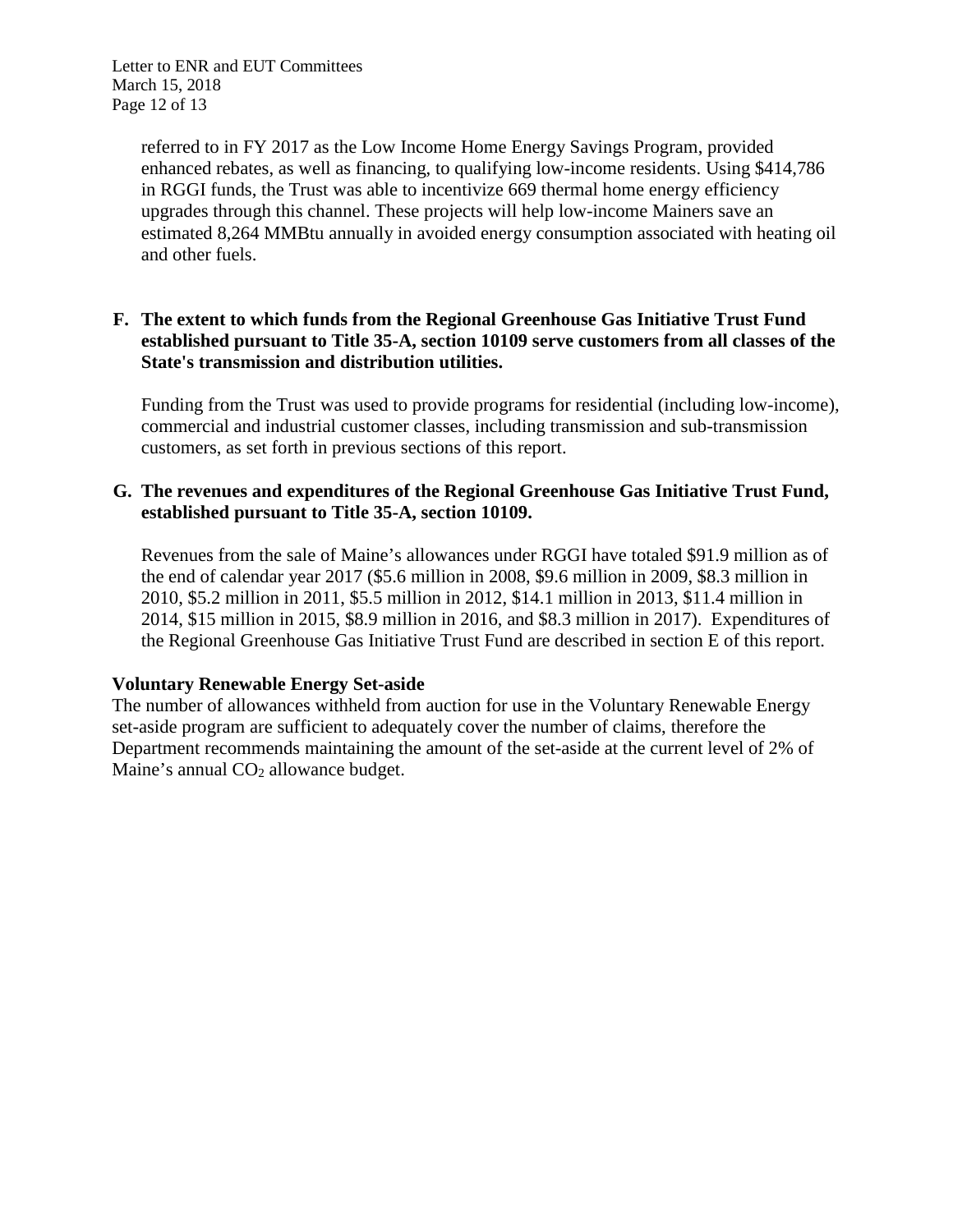referred to in FY 2017 as the Low Income Home Energy Savings Program, provided enhanced rebates, as well as financing, to qualifying low-income residents. Using $414,786 in RGGI funds, the Trust was able to incentivize 669 thermal home energy efficiency upgrades through this channel. These projects will help low-income Mainers save an estimated 8,264 MMBtu annually in avoided energy consumption associated with heating oil and other fuels.

**F. The extent to which funds from the Regional Greenhouse Gas Initiative Trust Fund established pursuant to Title 35-A, section 10109 serve customers from all classes of the State's transmission and distribution utilities.**

Funding from the Trust was used to provide programs for residential (including low-income), commercial and industrial customer classes, including transmission and sub-transmission customers, as set forth in previous sections of this report.

**G. The revenues and expenditures of the Regional Greenhouse Gas Initiative Trust Fund, established pursuant to Title 35-A, section 10109.**

Revenues from the sale of Maine's allowances under RGGI have totaled $91.9 million as of the end of calendar year 2017 ($5.6 million in 2008, $9.6 million in 2009, $8.3 million in 2010, $5.2 million in 2011, $5.5 million in 2012, $14.1 million in 2013, $11.4 million in 2014, $15 million in 2015, $8.9 million in 2016, and $8.3 million in 2017). Expenditures of the Regional Greenhouse Gas Initiative Trust Fund are described in section E of this report.

**Voluntary Renewable Energy Set-aside**

The number of allowances withheld from auction for use in the Voluntary Renewable Energy set-aside program are sufficient to adequately cover the number of claims, therefore the Department recommends maintaining the amount of the set-aside at the current level of 2% of Maine's annual $CO_2$ allowance budget.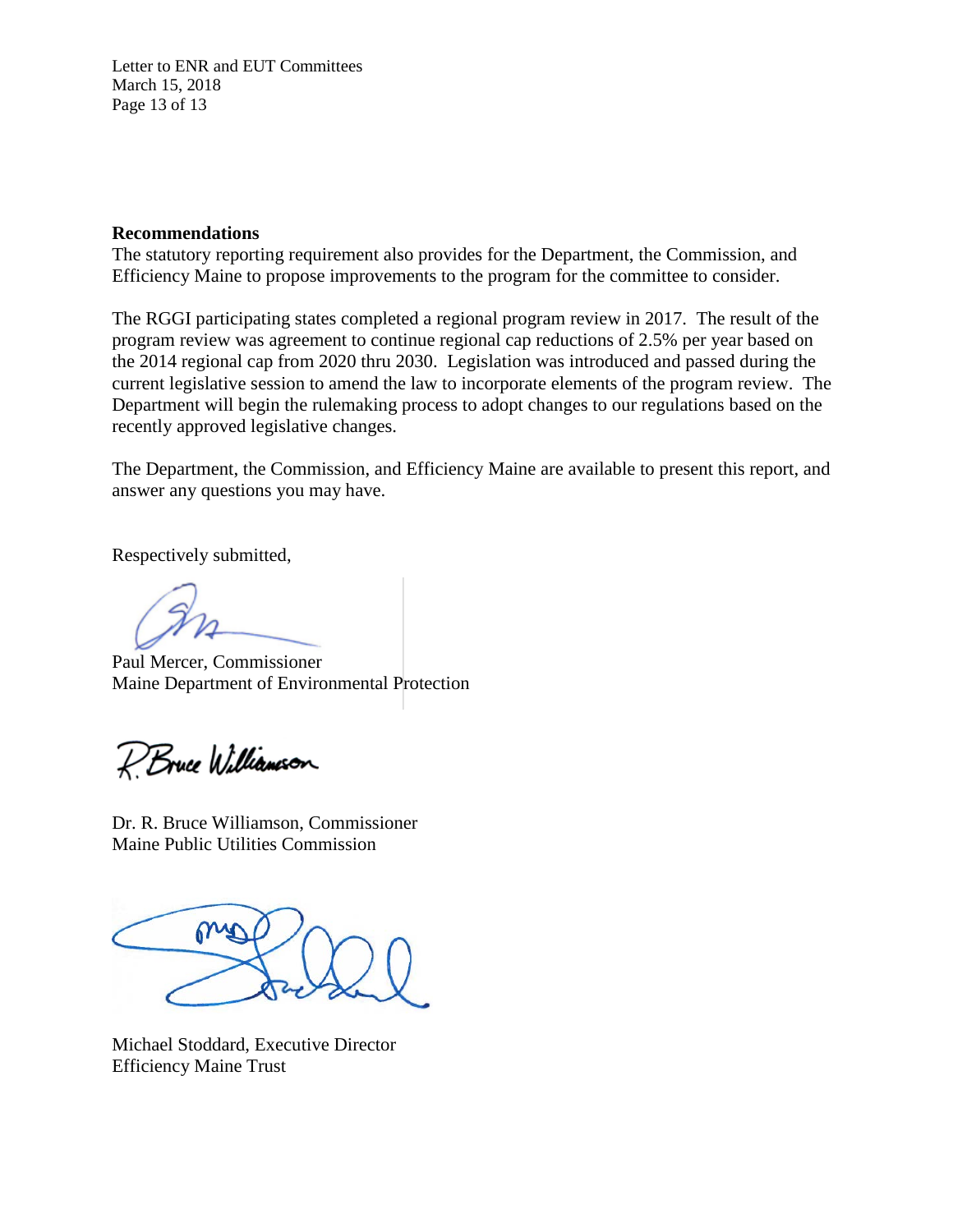**Recommendations**

The statutory reporting requirement also provides for the Department, the Commission, and Efficiency Maine to propose improvements to the program for the committee to consider.

The RGGI participating states completed a regional program review in 2017. The result of the program review was agreement to continue regional cap reductions of 2.5% per year based on the 2014 regional cap from 2020 thru 2030. Legislation was introduced and passed during the current legislative session to amend the law to incorporate elements of the program review. The Department will begin the rulemaking process to adopt changes to our regulations based on the recently approved legislative changes.

The Department, the Commission, and Efficiency Maine are available to present this report, and answer any questions you may have.

Respectively submitted,

Paul Mercer, Commissioner
Maine Department of Environmental Protection

Dr. R. Bruce Williamson, Commissioner
Maine Public Utilities Commission

Michael Stoddard, Executive Director
Efficiency Maine Trust